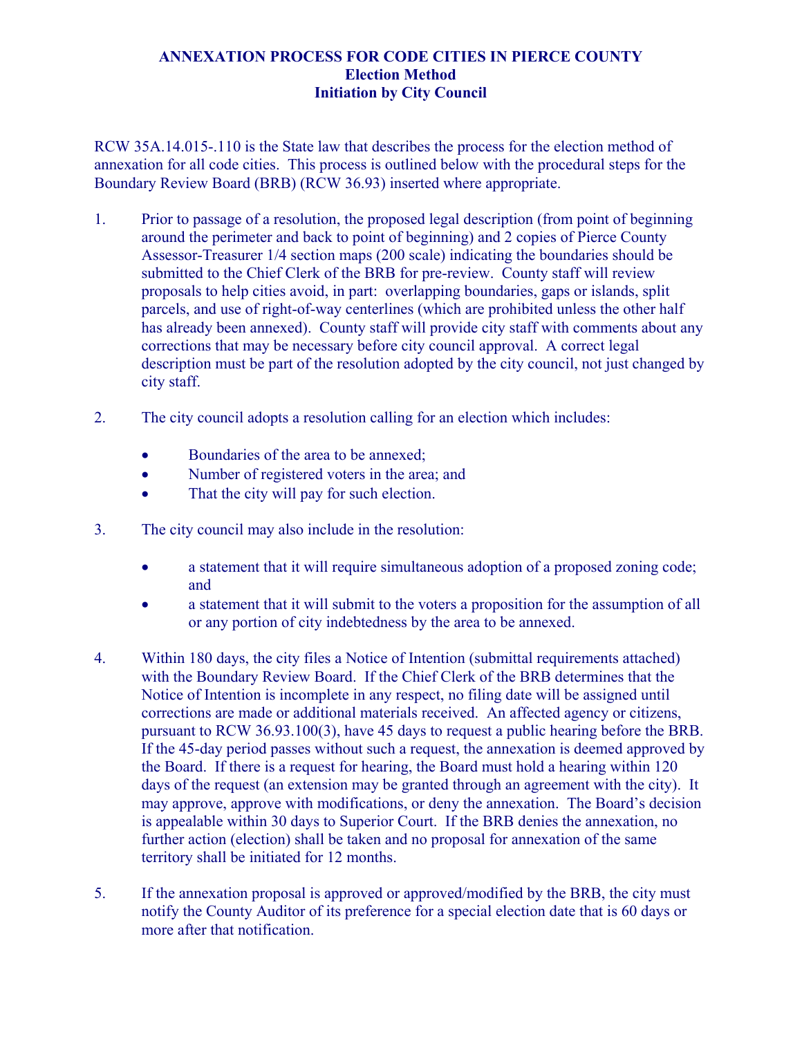# ANNEXATION PROCESS FOR CODE CITIES IN PIERCE COUNTY

## Election Method

## Initiation by City Council

RCW 35A.14.015-.110 is the State law that describes the process for the election method of annexation for all code cities. This process is outlined below with the procedural steps for the Boundary Review Board (BRB) (RCW 36.93) inserted where appropriate.

1. Prior to passage of a resolution, the proposed legal description (from point of beginning around the perimeter and back to point of beginning) and 2 copies of Pierce County Assessor-Treasurer 1/4 section maps (200 scale) indicating the boundaries should be submitted to the Chief Clerk of the BRB for pre-review. County staff will review proposals to help cities avoid, in part: overlapping boundaries, gaps or islands, split parcels, and use of right-of-way centerlines (which are prohibited unless the other half has already been annexed). County staff will provide city staff with comments about any corrections that may be necessary before city council approval. A correct legal description must be part of the resolution adopted by the city council, not just changed by city staff.

2. The city council adopts a resolution calling for an election which includes:

   - Boundaries of the area to be annexed;
   - Number of registered voters in the area; and
   - That the city will pay for such election.

3. The city council may also include in the resolution:

   - a statement that it will require simultaneous adoption of a proposed zoning code; and
   - a statement that it will submit to the voters a proposition for the assumption of all or any portion of city indebtedness by the area to be annexed.

4. Within 180 days, the city files a Notice of Intention (submittal requirements attached) with the Boundary Review Board. If the Chief Clerk of the BRB determines that the Notice of Intention is incomplete in any respect, no filing date will be assigned until corrections are made or additional materials received. An affected agency or citizens, pursuant to RCW 36.93.100(3), have 45 days to request a public hearing before the BRB. If the 45-day period passes without such a request, the annexation is deemed approved by the Board. If there is a request for hearing, the Board must hold a hearing within 120 days of the request (an extension may be granted through an agreement with the city). It may approve, approve with modifications, or deny the annexation. The Board's decision is appealable within 30 days to Superior Court. If the BRB denies the annexation, no further action (election) shall be taken and no proposal for annexation of the same territory shall be initiated for 12 months.

5. If the annexation proposal is approved or approved/modified by the BRB, the city must notify the County Auditor of its preference for a special election date that is 60 days or more after that notification.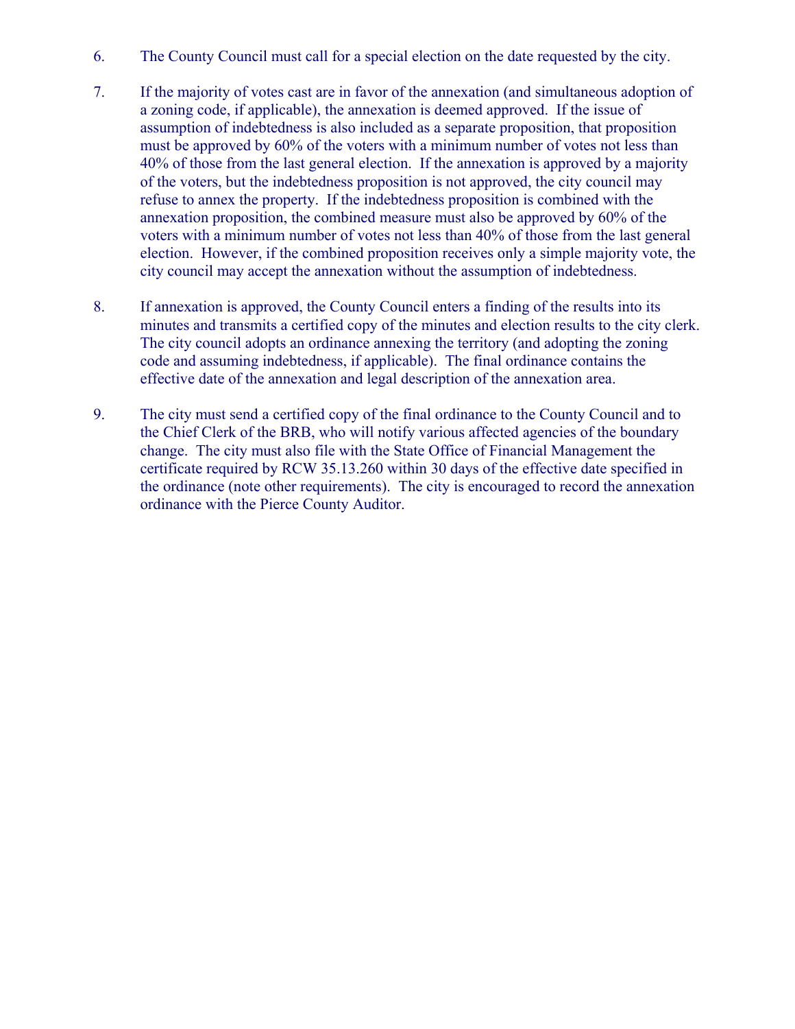6. The County Council must call for a special election on the date requested by the city.

7. If the majority of votes cast are in favor of the annexation (and simultaneous adoption of a zoning code, if applicable), the annexation is deemed approved. If the issue of assumption of indebtedness is also included as a separate proposition, that proposition must be approved by 60% of the voters with a minimum number of votes not less than 40% of those from the last general election. If the annexation is approved by a majority of the voters, but the indebtedness proposition is not approved, the city council may refuse to annex the property. If the indebtedness proposition is combined with the annexation proposition, the combined measure must also be approved by 60% of the voters with a minimum number of votes not less than 40% of those from the last general election. However, if the combined proposition receives only a simple majority vote, the city council may accept the annexation without the assumption of indebtedness.

8. If annexation is approved, the County Council enters a finding of the results into its minutes and transmits a certified copy of the minutes and election results to the city clerk. The city council adopts an ordinance annexing the territory (and adopting the zoning code and assuming indebtedness, if applicable). The final ordinance contains the effective date of the annexation and legal description of the annexation area.

9. The city must send a certified copy of the final ordinance to the County Council and to the Chief Clerk of the BRB, who will notify various affected agencies of the boundary change. The city must also file with the State Office of Financial Management the certificate required by RCW 35.13.260 within 30 days of the effective date specified in the ordinance (note other requirements). The city is encouraged to record the annexation ordinance with the Pierce County Auditor.